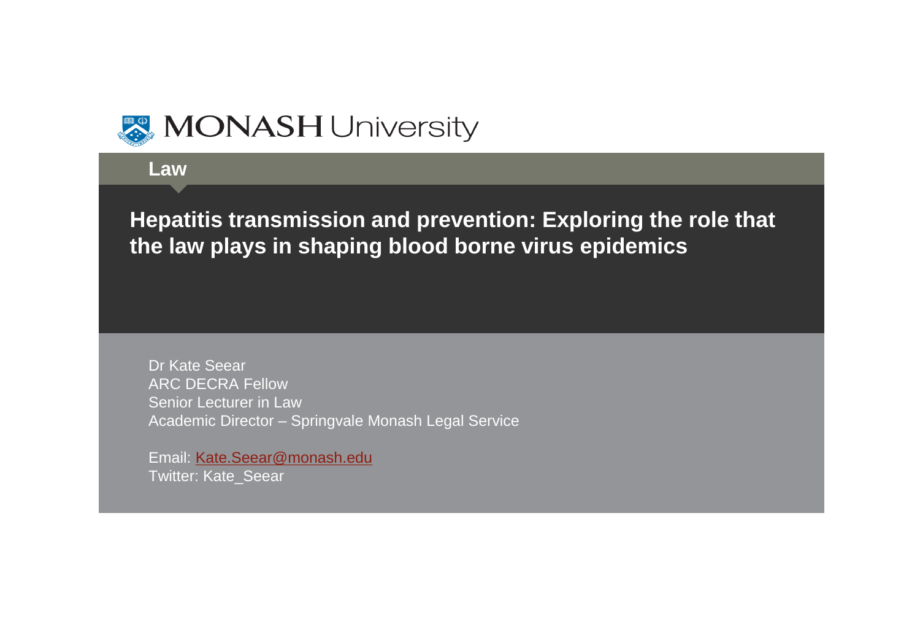MONASH University

Law

# Hepatitis transmission and prevention: Exploring the role that the law plays in shaping blood borne virus epidemics

Dr Kate Seear
ARC DECRA Fellow
Senior Lecturer in Law
Academic Director – Springvale Monash Legal Service

Email: Kate.Seear@monash.edu
Twitter: Kate_Seear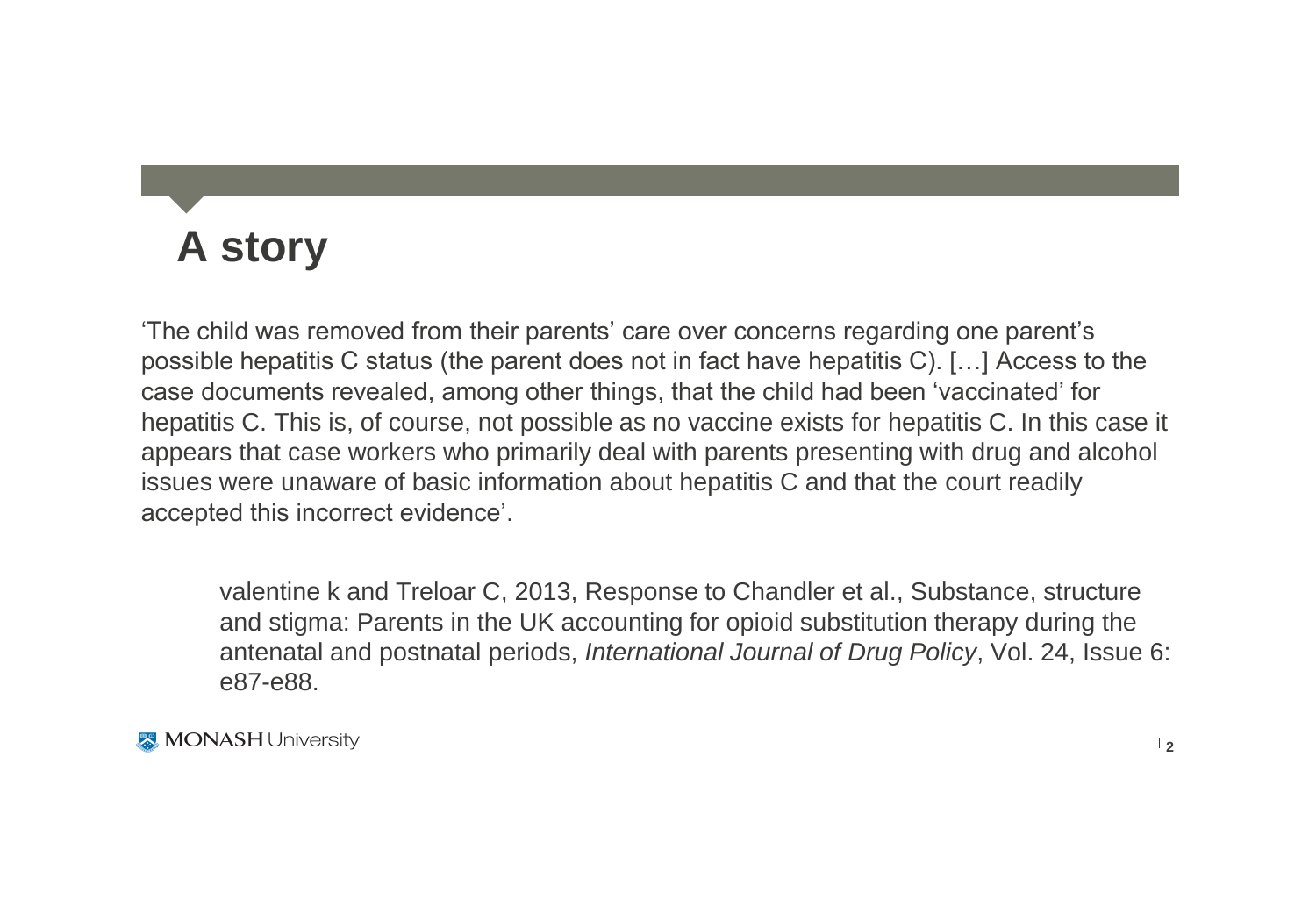# A story

'The child was removed from their parents' care over concerns regarding one parent's possible hepatitis C status (the parent does not in fact have hepatitis C). […] Access to the case documents revealed, among other things, that the child had been 'vaccinated' for hepatitis C. This is, of course, not possible as no vaccine exists for hepatitis C. In this case it appears that case workers who primarily deal with parents presenting with drug and alcohol issues were unaware of basic information about hepatitis C and that the court readily accepted this incorrect evidence'.

> valentine k and Treloar C, 2013, Response to Chandler et al., Substance, structure and stigma: Parents in the UK accounting for opioid substitution therapy during the antenatal and postnatal periods, *International Journal of Drug Policy*, Vol. 24, Issue 6: e87-e88.

MONASH University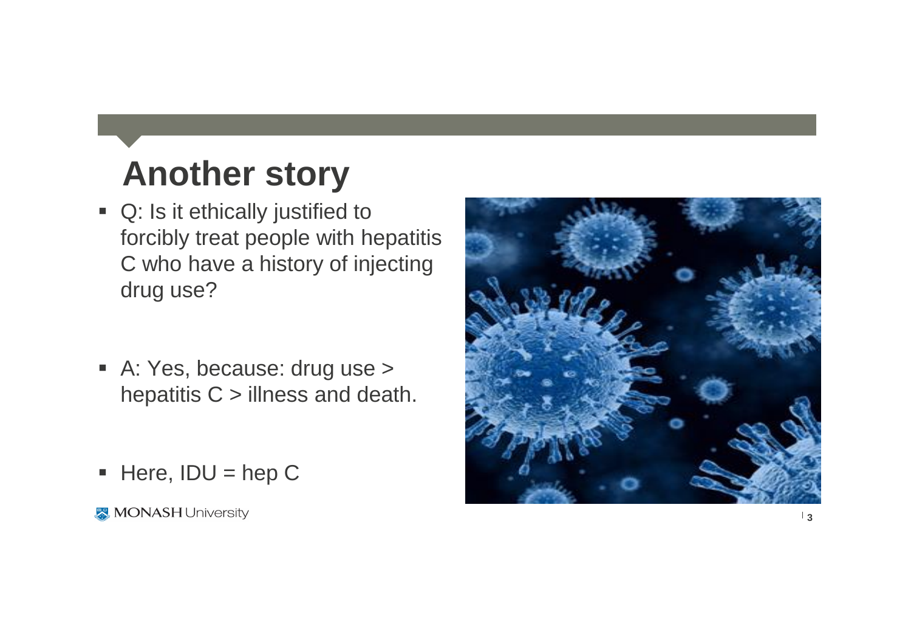# Another story

- Q: Is it ethically justified to forcibly treat people with hepatitis C who have a history of injecting drug use?

- A: Yes, because: drug use > hepatitis C > illness and death.

- Here, IDU = hep C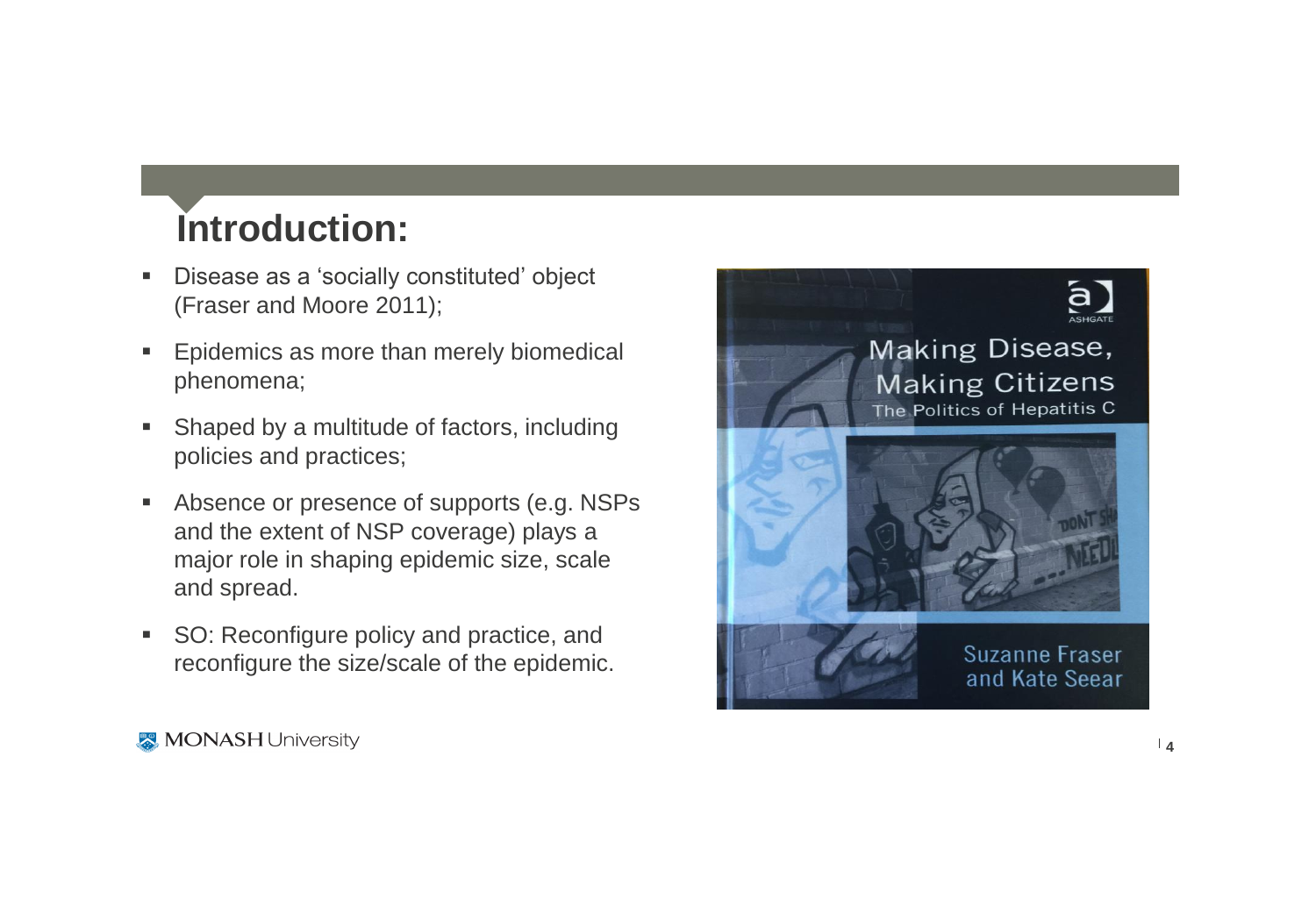## Introduction:

- Disease as a 'socially constituted' object (Fraser and Moore 2011);
- Epidemics as more than merely biomedical phenomena;
- Shaped by a multitude of factors, including policies and practices;
- Absence or presence of supports (e.g. NSPs and the extent of NSP coverage) plays a major role in shaping epidemic size, scale and spread.
- SO: Reconfigure policy and practice, and reconfigure the size/scale of the epidemic.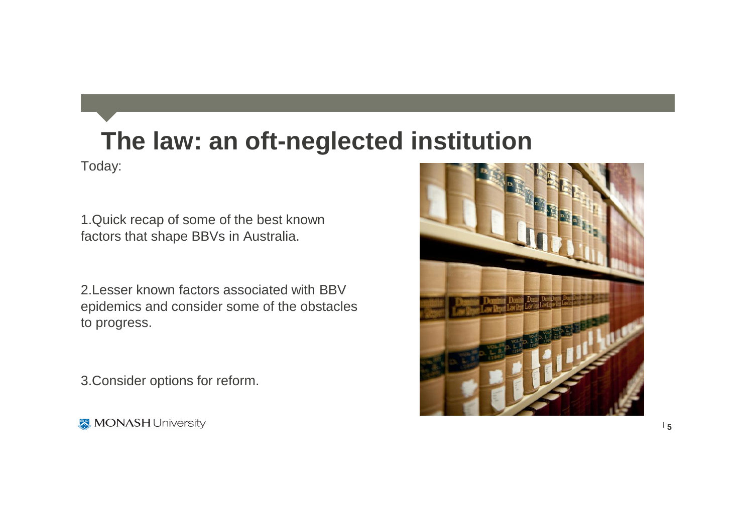# The law: an oft-neglected institution

Today:

1. Quick recap of some of the best known factors that shape BBVs in Australia.

2. Lesser known factors associated with BBV epidemics and consider some of the obstacles to progress.

3. Consider options for reform.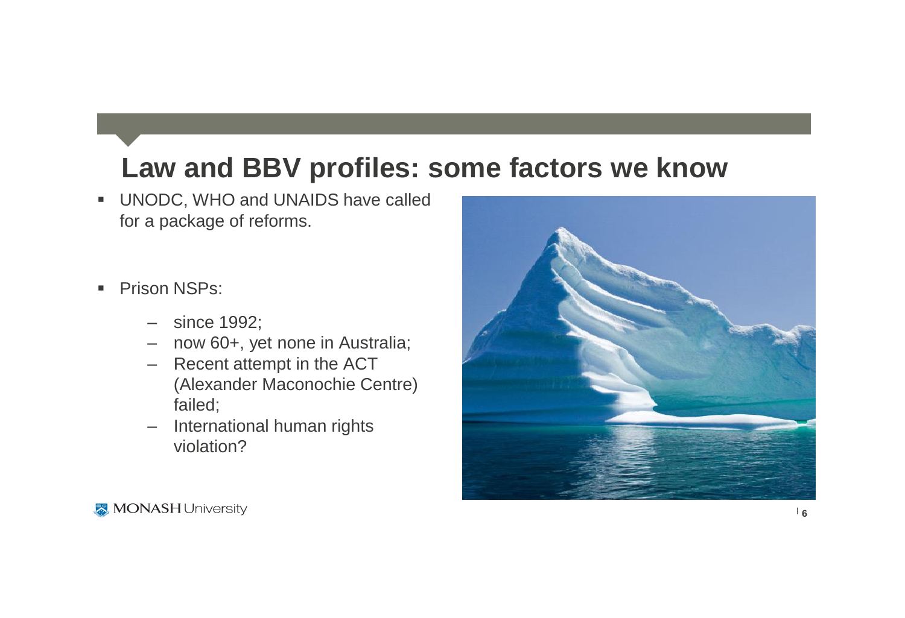# Law and BBV profiles: some factors we know

- UNODC, WHO and UNAIDS have called for a package of reforms.

- Prison NSPs:
  - since 1992;
  - now 60+, yet none in Australia;
  - Recent attempt in the ACT (Alexander Maconochie Centre) failed;
  - International human rights violation?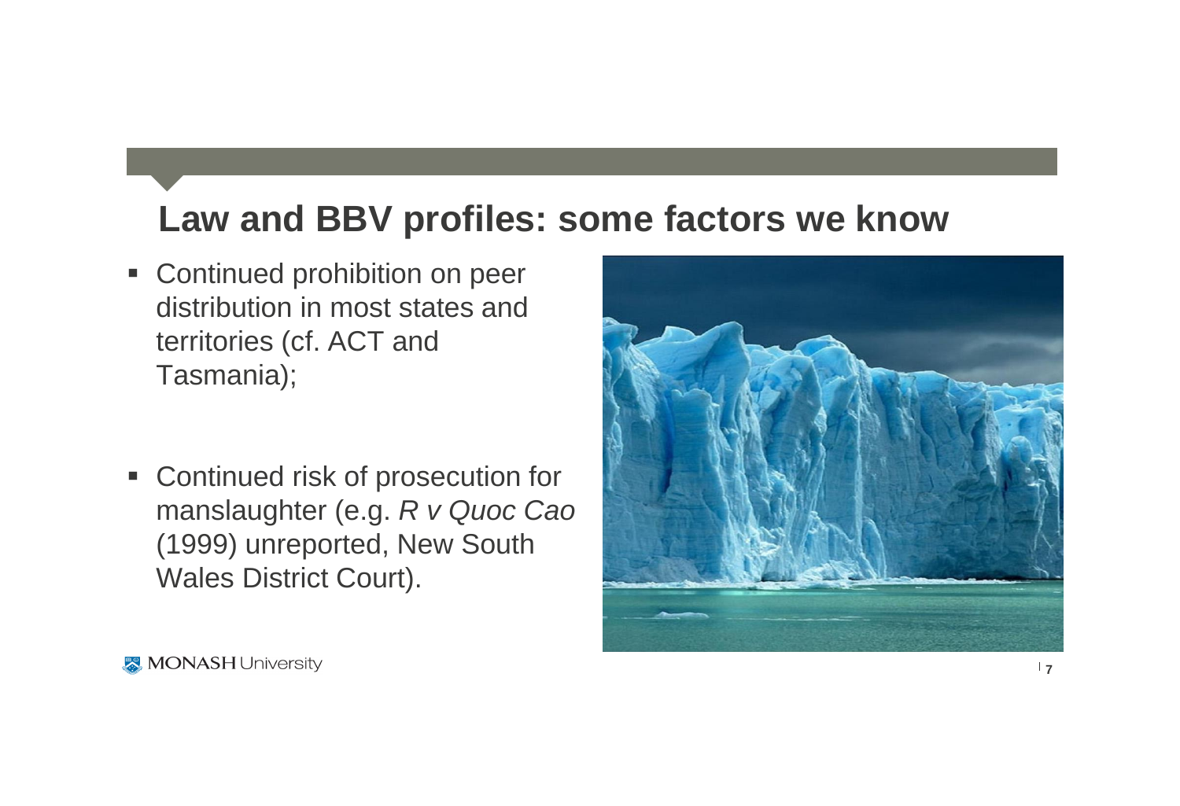# Law and BBV profiles: some factors we know

- Continued prohibition on peer distribution in most states and territories (cf. ACT and Tasmania);
- Continued risk of prosecution for manslaughter (e.g. *R v Quoc Cao* (1999) unreported, New South Wales District Court).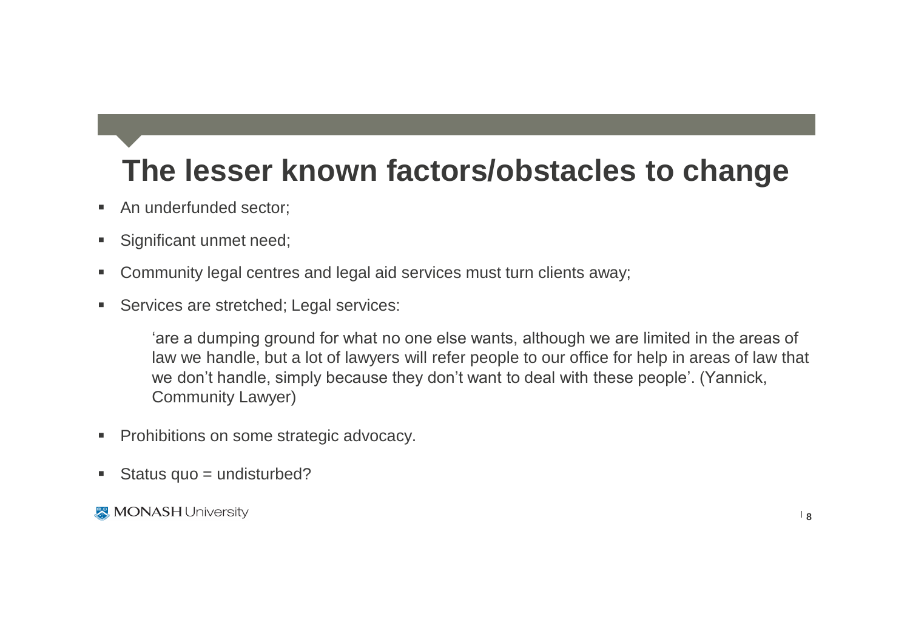# The lesser known factors/obstacles to change

- An underfunded sector;
- Significant unmet need;
- Community legal centres and legal aid services must turn clients away;
- Services are stretched; Legal services:

  > 'are a dumping ground for what no one else wants, although we are limited in the areas of law we handle, but a lot of lawyers will refer people to our office for help in areas of law that we don't handle, simply because they don't want to deal with these people'. (Yannick, Community Lawyer)

- Prohibitions on some strategic advocacy.
- Status quo = undisturbed?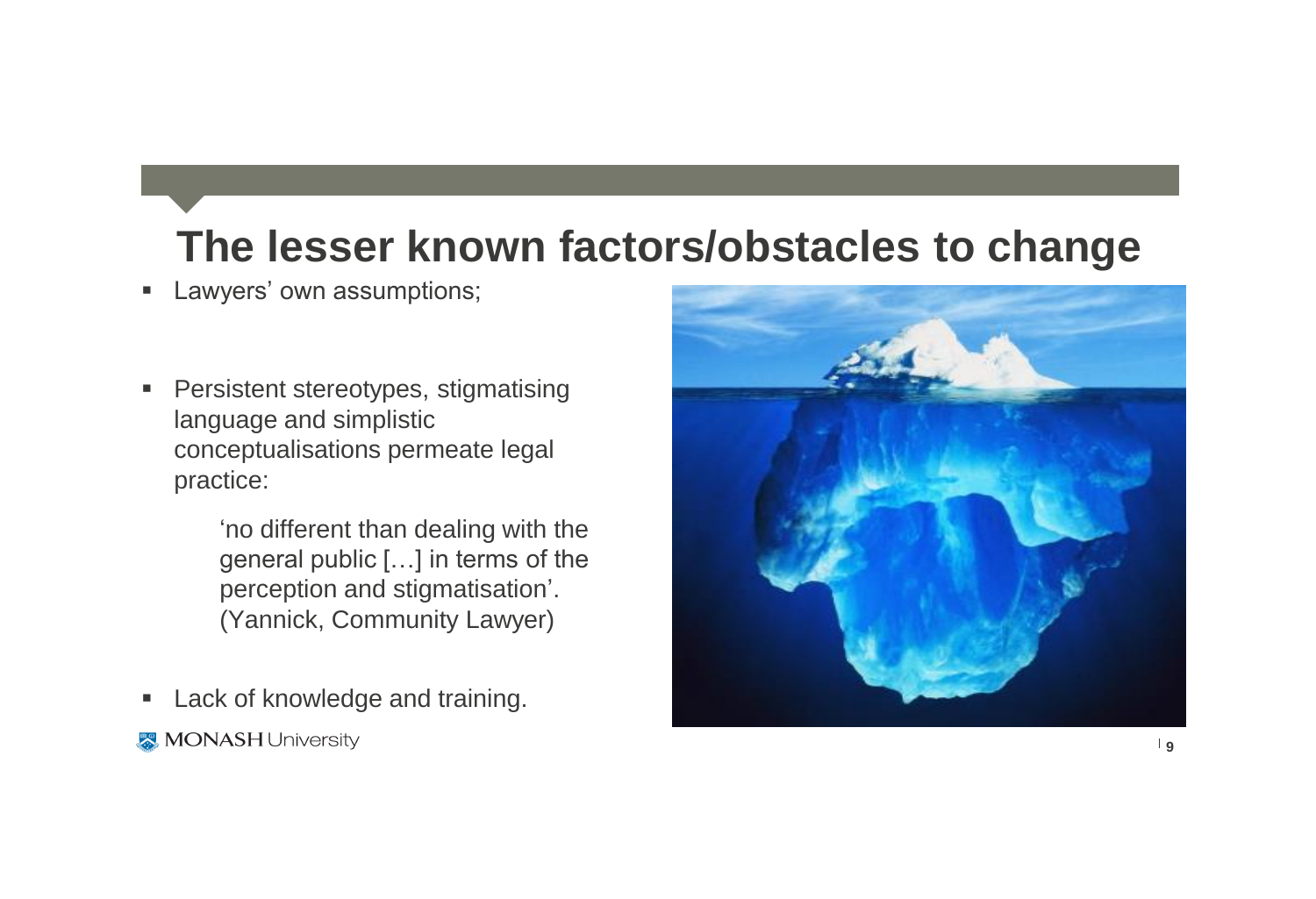# The lesser known factors/obstacles to change

- Lawyers' own assumptions;
- Persistent stereotypes, stigmatising language and simplistic conceptualisations permeate legal practice:

  > 'no different than dealing with the general public […] in terms of the perception and stigmatisation'. (Yannick, Community Lawyer)

- Lack of knowledge and training.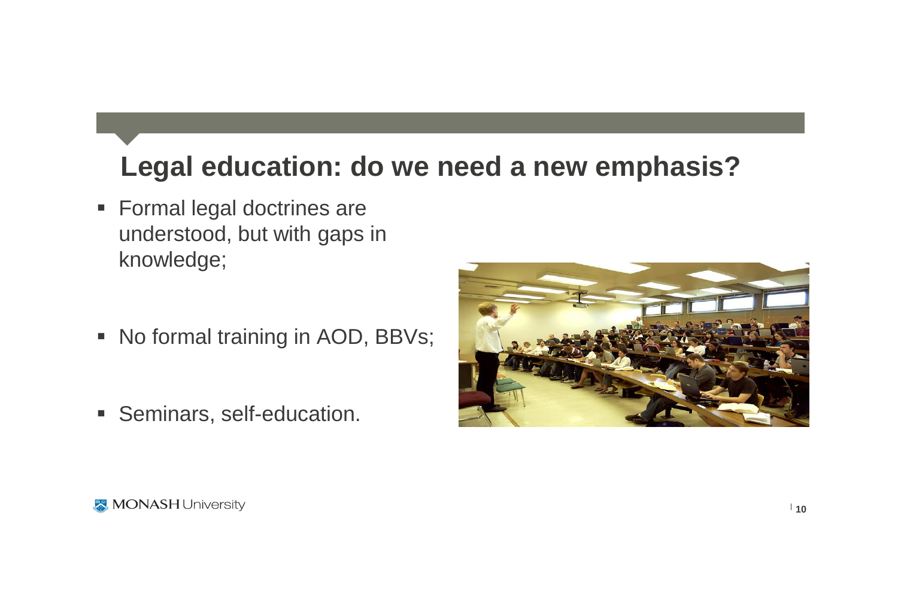# Legal education: do we need a new emphasis?

- Formal legal doctrines are understood, but with gaps in knowledge;
- No formal training in AOD, BBVs;
- Seminars, self-education.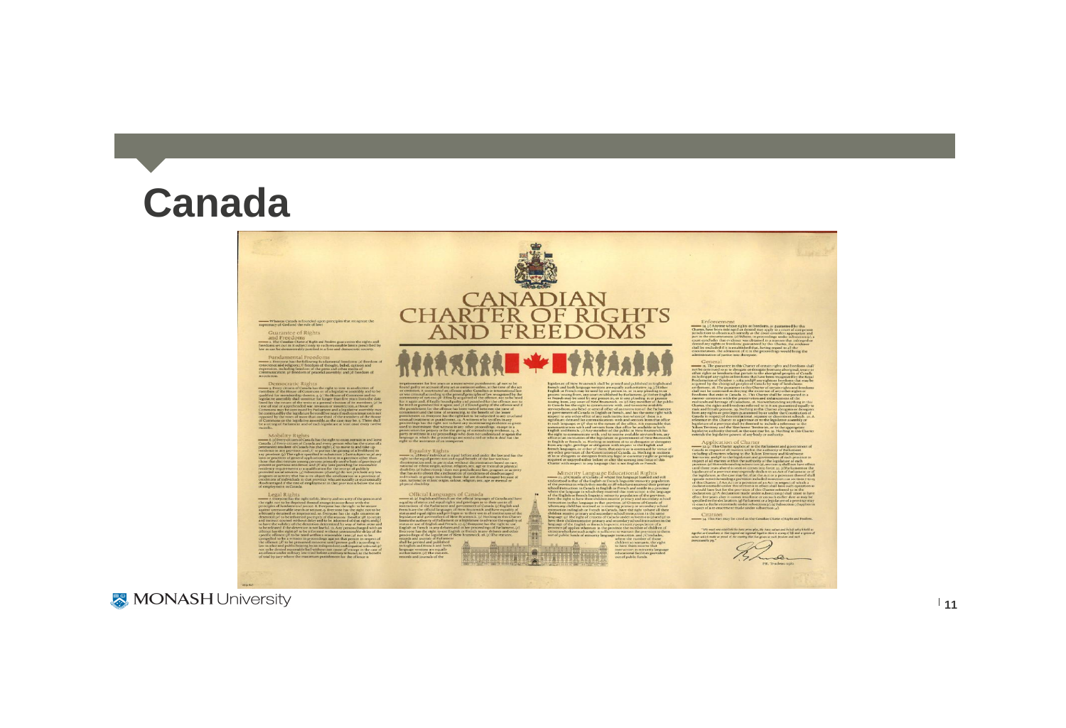# Canada

CANADIAN CHARTER OF RIGHTS AND FREEDOMS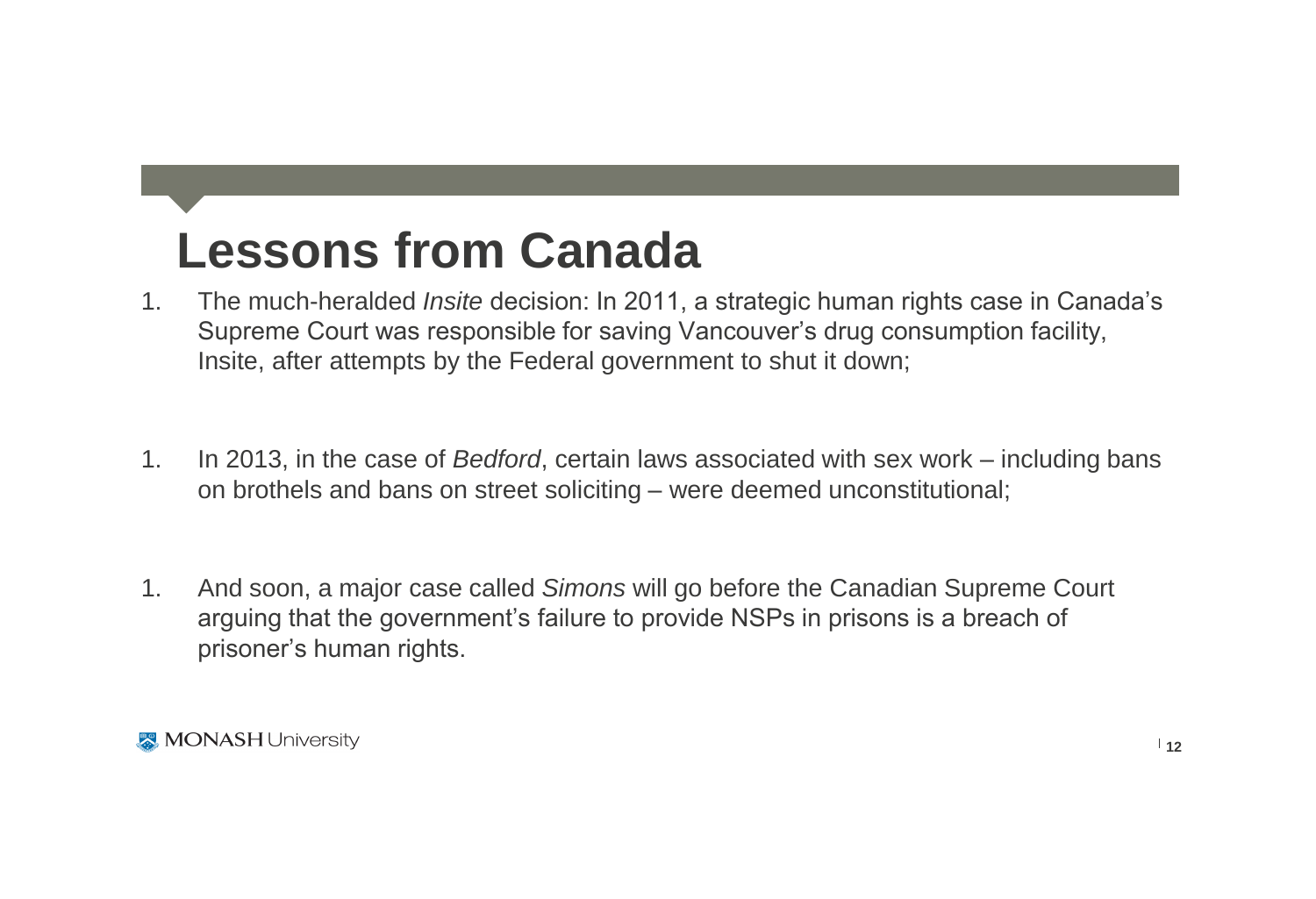# Lessons from Canada

1. The much-heralded *Insite* decision: In 2011, a strategic human rights case in Canada's Supreme Court was responsible for saving Vancouver's drug consumption facility, Insite, after attempts by the Federal government to shut it down;

1. In 2013, in the case of *Bedford*, certain laws associated with sex work – including bans on brothels and bans on street soliciting – were deemed unconstitutional;

1. And soon, a major case called *Simons* will go before the Canadian Supreme Court arguing that the government's failure to provide NSPs in prisons is a breach of prisoner's human rights.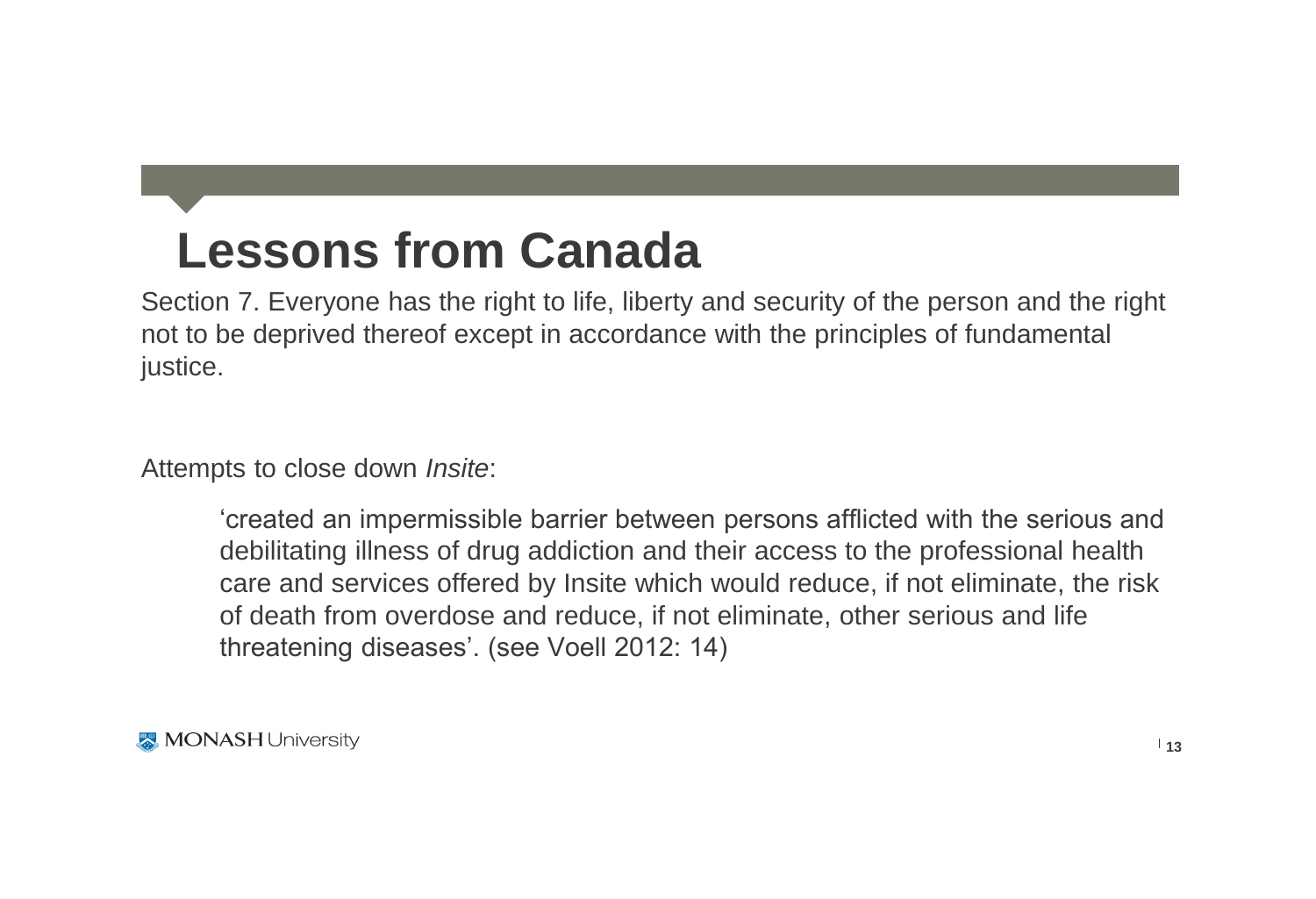# Lessons from Canada

Section 7. Everyone has the right to life, liberty and security of the person and the right not to be deprived thereof except in accordance with the principles of fundamental justice.

Attempts to close down *Insite*:

> 'created an impermissible barrier between persons afflicted with the serious and debilitating illness of drug addiction and their access to the professional health care and services offered by Insite which would reduce, if not eliminate, the risk of death from overdose and reduce, if not eliminate, other serious and life threatening diseases'. (see Voell 2012: 14)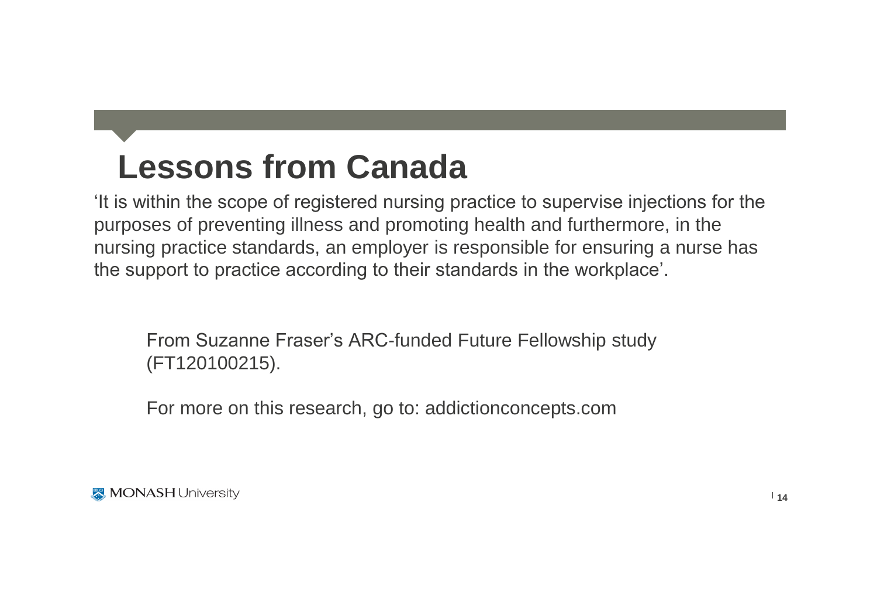# Lessons from Canada

'It is within the scope of registered nursing practice to supervise injections for the purposes of preventing illness and promoting health and furthermore, in the nursing practice standards, an employer is responsible for ensuring a nurse has the support to practice according to their standards in the workplace'.

From Suzanne Fraser's ARC-funded Future Fellowship study (FT120100215).

For more on this research, go to: addictionconcepts.com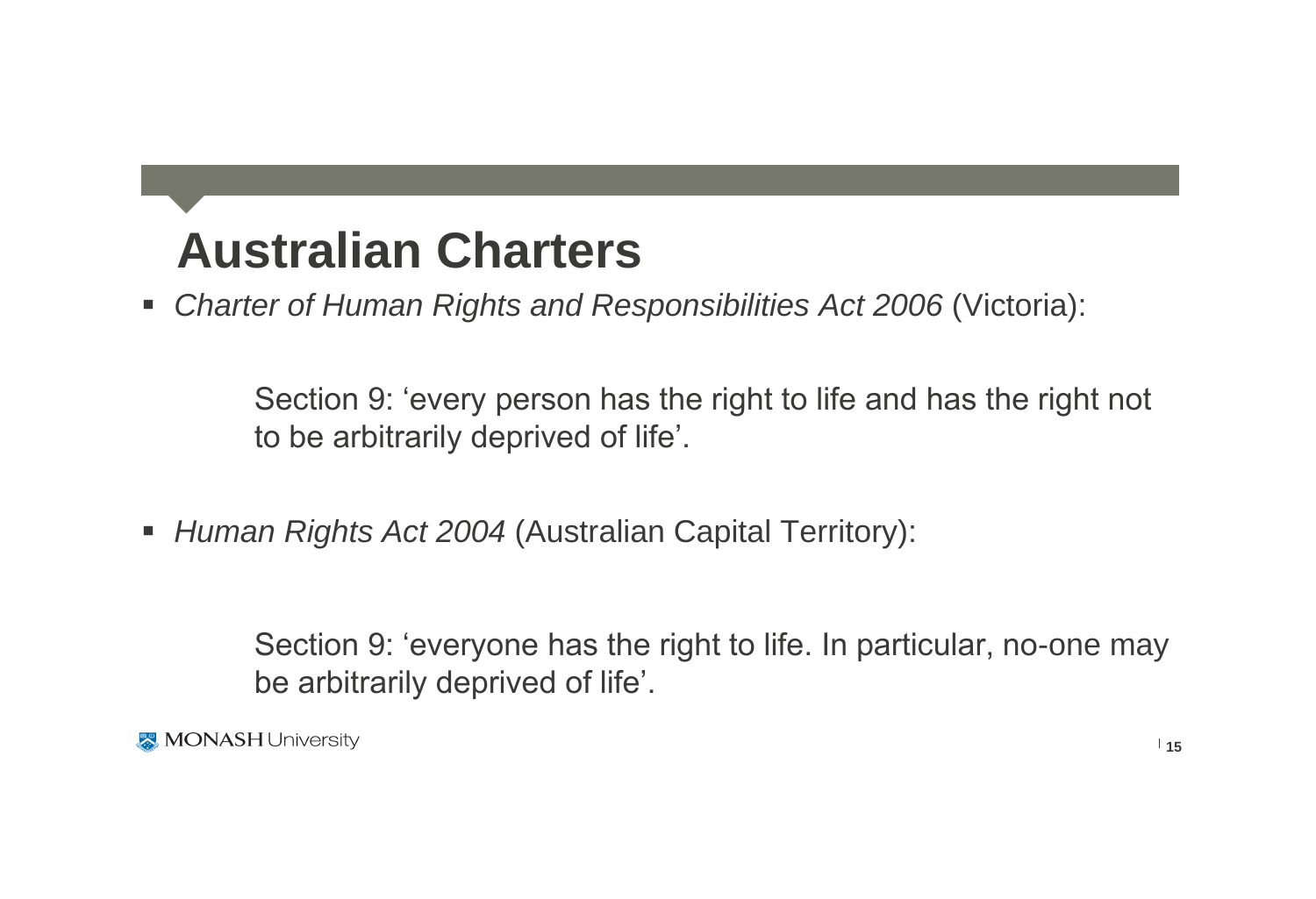# Australian Charters

- *Charter of Human Rights and Responsibilities Act 2006* (Victoria):

  Section 9: 'every person has the right to life and has the right not to be arbitrarily deprived of life'.

- *Human Rights Act 2004* (Australian Capital Territory):

  Section 9: 'everyone has the right to life. In particular, no-one may be arbitrarily deprived of life'.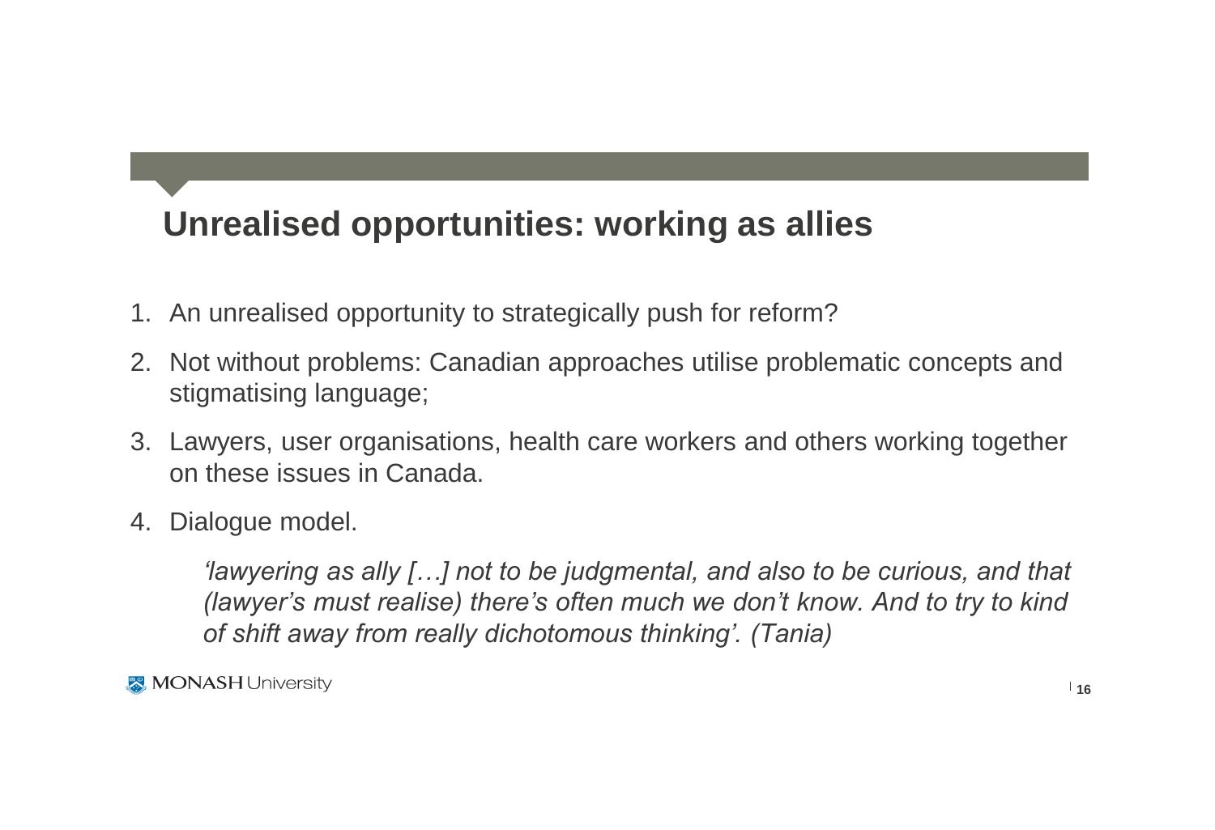## Unrealised opportunities: working as allies

1. An unrealised opportunity to strategically push for reform?
2. Not without problems: Canadian approaches utilise problematic concepts and stigmatising language;
3. Lawyers, user organisations, health care workers and others working together on these issues in Canada.
4. Dialogue model.

> *'lawyering as ally […] not to be judgmental, and also to be curious, and that (lawyer's must realise) there's often much we don't know. And to try to kind of shift away from really dichotomous thinking'. (Tania)*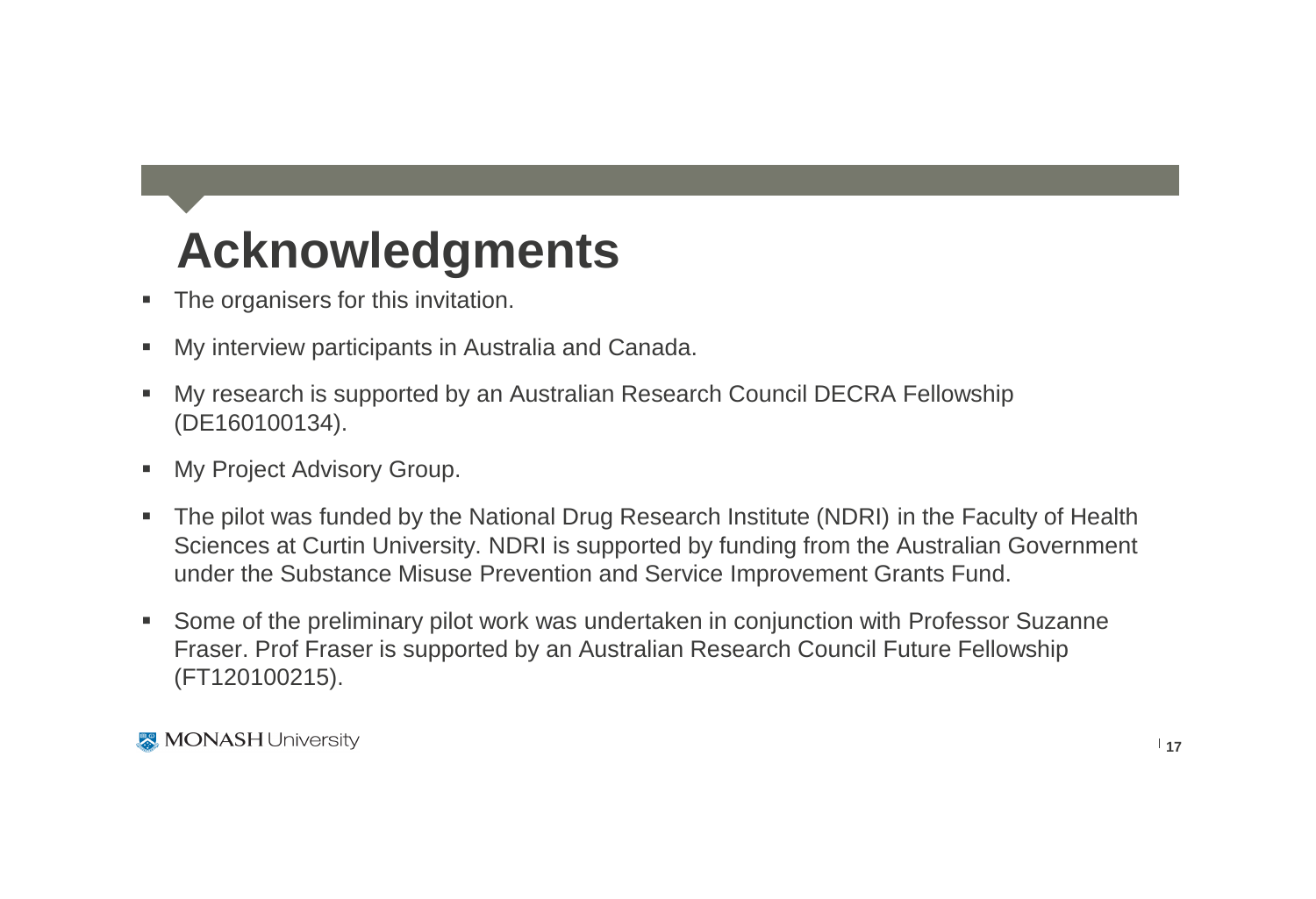# Acknowledgments

- The organisers for this invitation.
- My interview participants in Australia and Canada.
- My research is supported by an Australian Research Council DECRA Fellowship (DE160100134).
- My Project Advisory Group.
- The pilot was funded by the National Drug Research Institute (NDRI) in the Faculty of Health Sciences at Curtin University. NDRI is supported by funding from the Australian Government under the Substance Misuse Prevention and Service Improvement Grants Fund.
- Some of the preliminary pilot work was undertaken in conjunction with Professor Suzanne Fraser. Prof Fraser is supported by an Australian Research Council Future Fellowship (FT120100215).